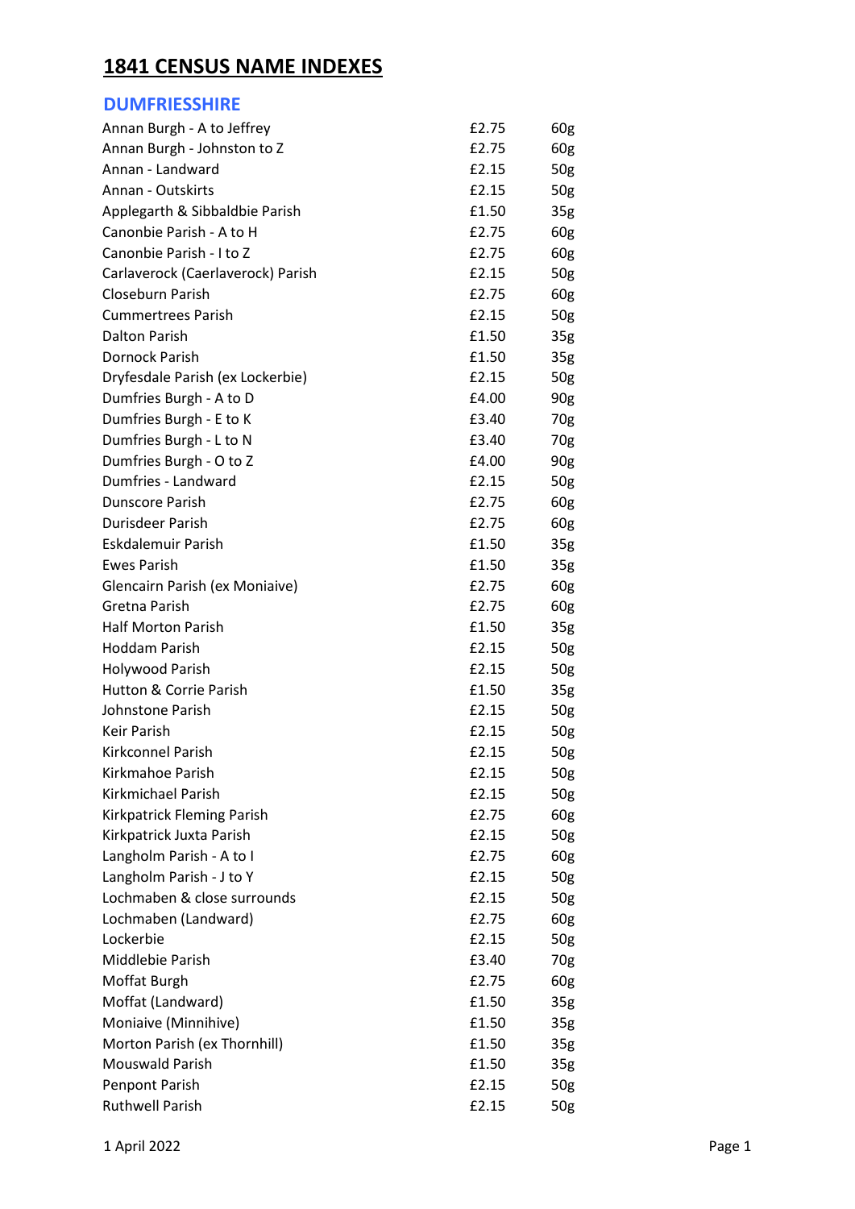# 1841 CENSUS NAME INDEXES

## DUMFRIESSHIRE

| | | |
|---|---|---|
| Annan Burgh - A to Jeffrey | £2.75 | 60g |
| Annan Burgh - Johnston to Z | £2.75 | 60g |
| Annan - Landward | £2.15 | 50g |
| Annan - Outskirts | £2.15 | 50g |
| Applegarth & Sibbaldbie Parish | £1.50 | 35g |
| Canonbie Parish - A to H | £2.75 | 60g |
| Canonbie Parish - I to Z | £2.75 | 60g |
| Carlaverock (Caerlaverock) Parish | £2.15 | 50g |
| Closeburn Parish | £2.75 | 60g |
| Cummertrees Parish | £2.15 | 50g |
| Dalton Parish | £1.50 | 35g |
| Dornock Parish | £1.50 | 35g |
| Dryfesdale Parish (ex Lockerbie) | £2.15 | 50g |
| Dumfries Burgh - A to D | £4.00 | 90g |
| Dumfries Burgh - E to K | £3.40 | 70g |
| Dumfries Burgh - L to N | £3.40 | 70g |
| Dumfries Burgh - O to Z | £4.00 | 90g |
| Dumfries - Landward | £2.15 | 50g |
| Dunscore Parish | £2.75 | 60g |
| Durisdeer Parish | £2.75 | 60g |
| Eskdalemuir Parish | £1.50 | 35g |
| Ewes Parish | £1.50 | 35g |
| Glencairn Parish (ex Moniaive) | £2.75 | 60g |
| Gretna Parish | £2.75 | 60g |
| Half Morton Parish | £1.50 | 35g |
| Hoddam Parish | £2.15 | 50g |
| Holywood Parish | £2.15 | 50g |
| Hutton & Corrie Parish | £1.50 | 35g |
| Johnstone Parish | £2.15 | 50g |
| Keir Parish | £2.15 | 50g |
| Kirkconnel Parish | £2.15 | 50g |
| Kirkmahoe Parish | £2.15 | 50g |
| Kirkmichael Parish | £2.15 | 50g |
| Kirkpatrick Fleming Parish | £2.75 | 60g |
| Kirkpatrick Juxta Parish | £2.15 | 50g |
| Langholm Parish - A to I | £2.75 | 60g |
| Langholm Parish - J to Y | £2.15 | 50g |
| Lochmaben & close surrounds | £2.15 | 50g |
| Lochmaben (Landward) | £2.75 | 60g |
| Lockerbie | £2.15 | 50g |
| Middlebie Parish | £3.40 | 70g |
| Moffat Burgh | £2.75 | 60g |
| Moffat (Landward) | £1.50 | 35g |
| Moniaive (Minnihive) | £1.50 | 35g |
| Morton Parish (ex Thornhill) | £1.50 | 35g |
| Mouswald Parish | £1.50 | 35g |
| Penpont Parish | £2.15 | 50g |
| Ruthwell Parish | £2.15 | 50g |

1 April 2022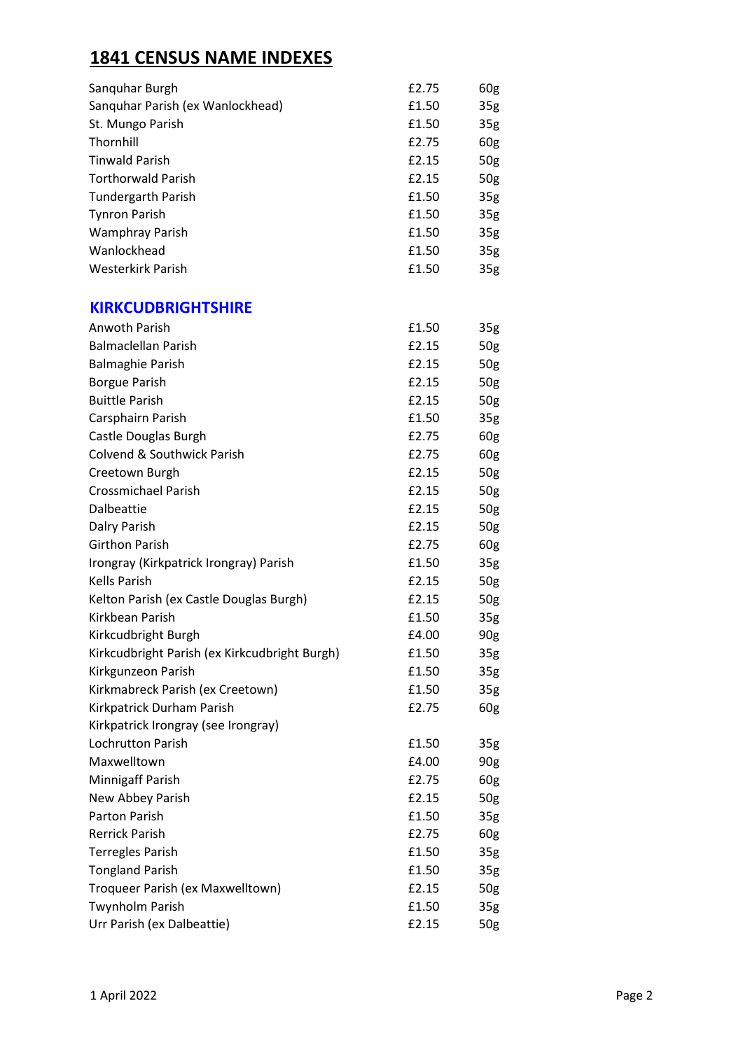# 1841 CENSUS NAME INDEXES

| | | |
|---|---|---|
| Sanquhar Burgh | £2.75 | 60g |
| Sanquhar Parish (ex Wanlockhead) | £1.50 | 35g |
| St. Mungo Parish | £1.50 | 35g |
| Thornhill | £2.75 | 60g |
| Tinwald Parish | £2.15 | 50g |
| Torthorwald Parish | £2.15 | 50g |
| Tundergarth Parish | £1.50 | 35g |
| Tynron Parish | £1.50 | 35g |
| Wamphray Parish | £1.50 | 35g |
| Wanlockhead | £1.50 | 35g |
| Westerkirk Parish | £1.50 | 35g |

## KIRKCUDBRIGHTSHIRE

| | | |
|---|---|---|
| Anwoth Parish | £1.50 | 35g |
| Balmaclellan Parish | £2.15 | 50g |
| Balmaghie Parish | £2.15 | 50g |
| Borgue Parish | £2.15 | 50g |
| Buittle Parish | £2.15 | 50g |
| Carsphairn Parish | £1.50 | 35g |
| Castle Douglas Burgh | £2.75 | 60g |
| Colvend & Southwick Parish | £2.75 | 60g |
| Creetown Burgh | £2.15 | 50g |
| Crossmichael Parish | £2.15 | 50g |
| Dalbeattie | £2.15 | 50g |
| Dalry Parish | £2.15 | 50g |
| Girthon Parish | £2.75 | 60g |
| Irongray (Kirkpatrick Irongray) Parish | £1.50 | 35g |
| Kells Parish | £2.15 | 50g |
| Kelton Parish (ex Castle Douglas Burgh) | £2.15 | 50g |
| Kirkbean Parish | £1.50 | 35g |
| Kirkcudbright Burgh | £4.00 | 90g |
| Kirkcudbright Parish (ex Kirkcudbright Burgh) | £1.50 | 35g |
| Kirkgunzeon Parish | £1.50 | 35g |
| Kirkmabreck Parish (ex Creetown) | £1.50 | 35g |
| Kirkpatrick Durham Parish | £2.75 | 60g |
| Kirkpatrick Irongray (see Irongray) | | |
| Lochrutton Parish | £1.50 | 35g |
| Maxwelltown | £4.00 | 90g |
| Minnigaff Parish | £2.75 | 60g |
| New Abbey Parish | £2.15 | 50g |
| Parton Parish | £1.50 | 35g |
| Rerrick Parish | £2.75 | 60g |
| Terregles Parish | £1.50 | 35g |
| Tongland Parish | £1.50 | 35g |
| Troqueer Parish (ex Maxwelltown) | £2.15 | 50g |
| Twynholm Parish | £1.50 | 35g |
| Urr Parish (ex Dalbeattie) | £2.15 | 50g |

1 April 2022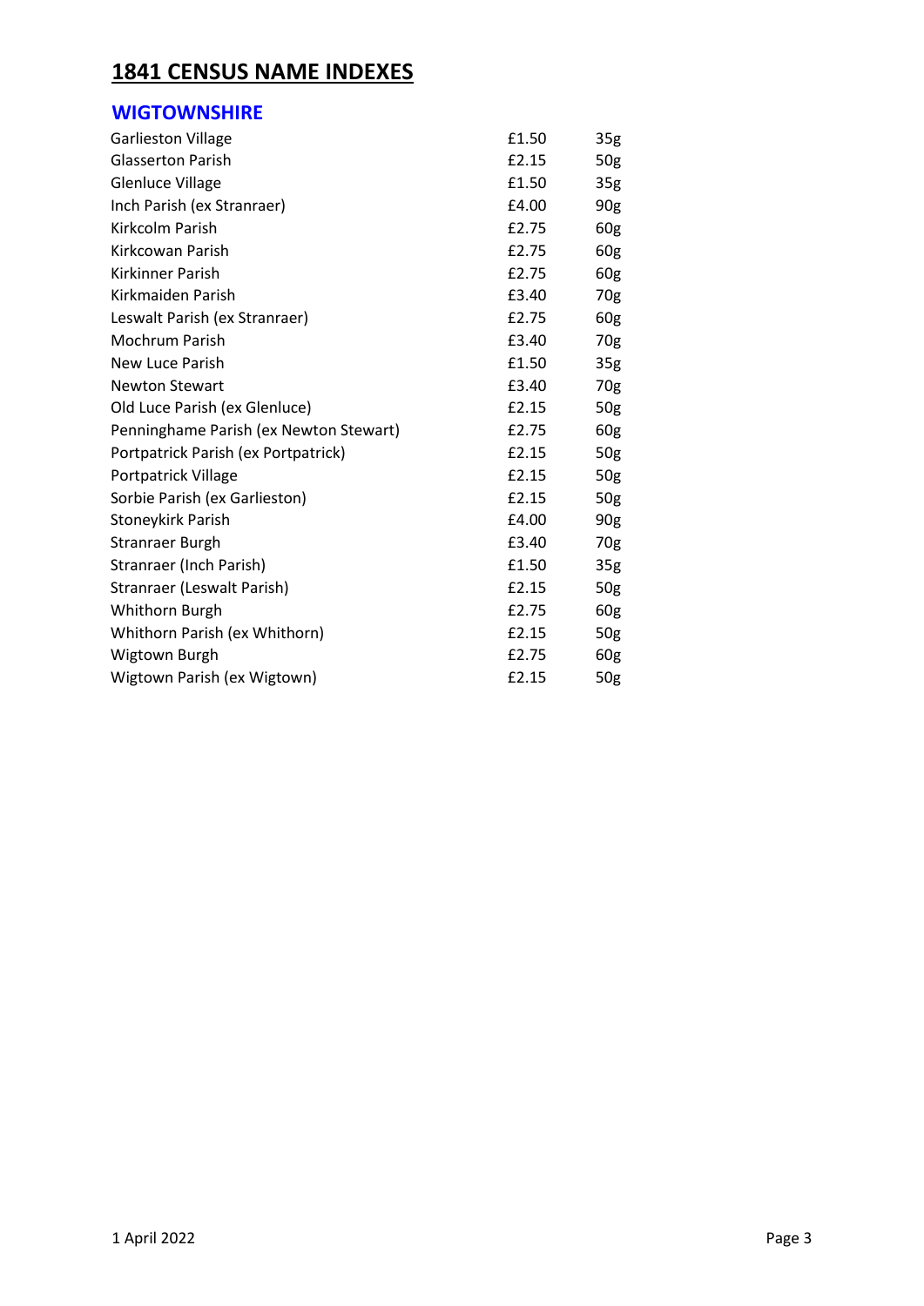# 1841 CENSUS NAME INDEXES

## WIGTOWNSHIRE

| | | |
|---|---|---|
| Garlieston Village | £1.50 | 35g |
| Glasserton Parish | £2.15 | 50g |
| Glenluce Village | £1.50 | 35g |
| Inch Parish (ex Stranraer) | £4.00 | 90g |
| Kirkcolm Parish | £2.75 | 60g |
| Kirkcowan Parish | £2.75 | 60g |
| Kirkinner Parish | £2.75 | 60g |
| Kirkmaiden Parish | £3.40 | 70g |
| Leswalt Parish (ex Stranraer) | £2.75 | 60g |
| Mochrum Parish | £3.40 | 70g |
| New Luce Parish | £1.50 | 35g |
| Newton Stewart | £3.40 | 70g |
| Old Luce Parish (ex Glenluce) | £2.15 | 50g |
| Penninghame Parish (ex Newton Stewart) | £2.75 | 60g |
| Portpatrick Parish (ex Portpatrick) | £2.15 | 50g |
| Portpatrick Village | £2.15 | 50g |
| Sorbie Parish (ex Garlieston) | £2.15 | 50g |
| Stoneykirk Parish | £4.00 | 90g |
| Stranraer Burgh | £3.40 | 70g |
| Stranraer (Inch Parish) | £1.50 | 35g |
| Stranraer (Leswalt Parish) | £2.15 | 50g |
| Whithorn Burgh | £2.75 | 60g |
| Whithorn Parish (ex Whithorn) | £2.15 | 50g |
| Wigtown Burgh | £2.75 | 60g |
| Wigtown Parish (ex Wigtown) | £2.15 | 50g |

1 April 2022